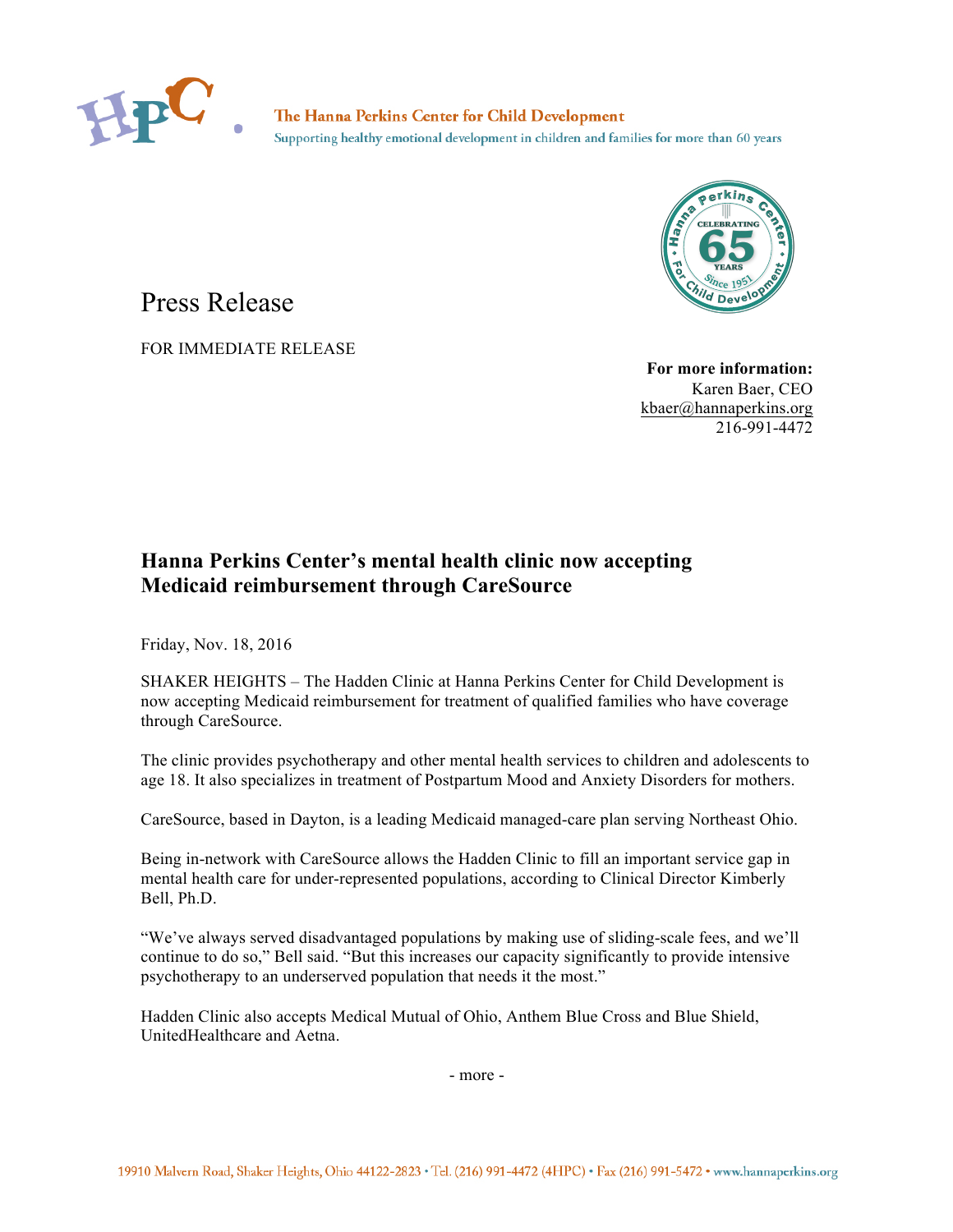The Hanna Perkins Center for Child Development

Supporting healthy emotional development in children and families for more than 60 years

# Press Release

FOR IMMEDIATE RELEASE

**For more information:**
Karen Baer, CEO
kbaer@hannaperkins.org
216-991-4472

## Hanna Perkins Center's mental health clinic now accepting Medicaid reimbursement through CareSource

Friday, Nov. 18, 2016

SHAKER HEIGHTS – The Hadden Clinic at Hanna Perkins Center for Child Development is now accepting Medicaid reimbursement for treatment of qualified families who have coverage through CareSource.

The clinic provides psychotherapy and other mental health services to children and adolescents to age 18. It also specializes in treatment of Postpartum Mood and Anxiety Disorders for mothers.

CareSource, based in Dayton, is a leading Medicaid managed-care plan serving Northeast Ohio.

Being in-network with CareSource allows the Hadden Clinic to fill an important service gap in mental health care for under-represented populations, according to Clinical Director Kimberly Bell, Ph.D.

"We've always served disadvantaged populations by making use of sliding-scale fees, and we'll continue to do so," Bell said. "But this increases our capacity significantly to provide intensive psychotherapy to an underserved population that needs it the most."

Hadden Clinic also accepts Medical Mutual of Ohio, Anthem Blue Cross and Blue Shield, UnitedHealthcare and Aetna.

- more -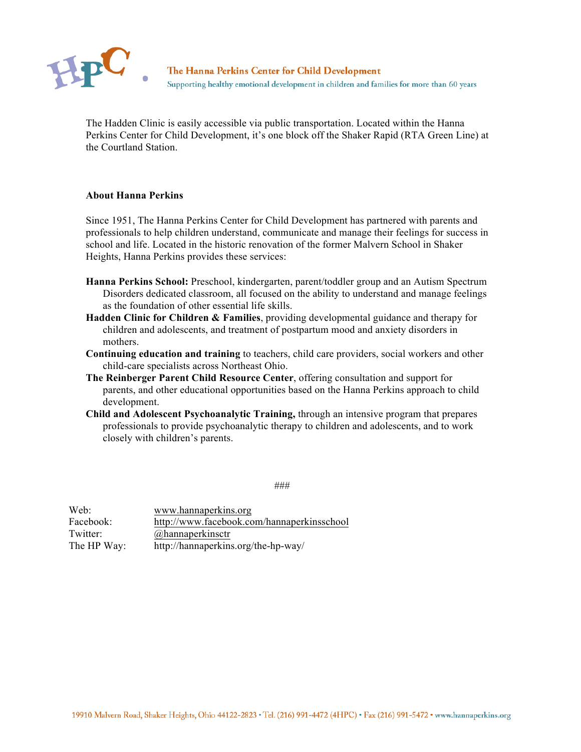The Hadden Clinic is easily accessible via public transportation. Located within the Hanna Perkins Center for Child Development, it's one block off the Shaker Rapid (RTA Green Line) at the Courtland Station.

**About Hanna Perkins**

Since 1951, The Hanna Perkins Center for Child Development has partnered with parents and professionals to help children understand, communicate and manage their feelings for success in school and life. Located in the historic renovation of the former Malvern School in Shaker Heights, Hanna Perkins provides these services:

**Hanna Perkins School:** Preschool, kindergarten, parent/toddler group and an Autism Spectrum Disorders dedicated classroom, all focused on the ability to understand and manage feelings as the foundation of other essential life skills.

**Hadden Clinic for Children & Families**, providing developmental guidance and therapy for children and adolescents, and treatment of postpartum mood and anxiety disorders in mothers.

**Continuing education and training** to teachers, child care providers, social workers and other child-care specialists across Northeast Ohio.

**The Reinberger Parent Child Resource Center**, offering consultation and support for parents, and other educational opportunities based on the Hanna Perkins approach to child development.

**Child and Adolescent Psychoanalytic Training,** through an intensive program that prepares professionals to provide psychoanalytic therapy to children and adolescents, and to work closely with children's parents.

###

| | |
|---|---|
| Web: | www.hannaperkins.org |
| Facebook: | http://www.facebook.com/hannaperkinsschool |
| Twitter: | @hannaperkinsctr |
| The HP Way: | http://hannaperkins.org/the-hp-way/ |